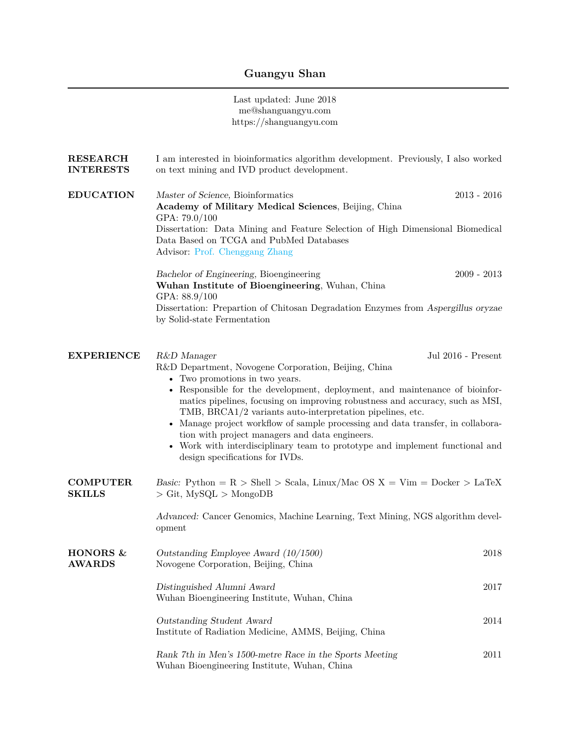# Guangyu Shan

Last updated: June 2018
me@shanguangyu.com
https://shanguangyu.com

## RESEARCH INTERESTS

I am interested in bioinformatics algorithm development. Previously, I also worked on text mining and IVD product development.

## EDUCATION

*Master of Science*, Bioinformatics — 2013 - 2016
**Academy of Military Medical Sciences**, Beijing, China
GPA: 79.0/100
Dissertation: Data Mining and Feature Selection of High Dimensional Biomedical Data Based on TCGA and PubMed Databases
Advisor: Prof. Chenggang Zhang

*Bachelor of Engineering*, Bioengineering — 2009 - 2013
**Wuhan Institute of Bioengineering**, Wuhan, China
GPA: 88.9/100
Dissertation: Prepartion of Chitosan Degradation Enzymes from *Aspergillus oryzae* by Solid-state Fermentation

## EXPERIENCE

*R&D Manager* — Jul 2016 - Present
R&D Department, Novogene Corporation, Beijing, China

- Two promotions in two years.
- Responsible for the development, deployment, and maintenance of bioinformatics pipelines, focusing on improving robustness and accuracy, such as MSI, TMB, BRCA1/2 variants auto-interpretation pipelines, etc.
- Manage project workflow of sample processing and data transfer, in collaboration with project managers and data engineers.
- Work with interdisciplinary team to prototype and implement functional and design specifications for IVDs.

## COMPUTER SKILLS

*Basic:* Python = R > Shell > Scala, Linux/Mac OS X = Vim = Docker > LaTeX > Git, MySQL > MongoDB

*Advanced:* Cancer Genomics, Machine Learning, Text Mining, NGS algorithm development

## HONORS & AWARDS

*Outstanding Employee Award (10/1500)* — 2018
Novogene Corporation, Beijing, China

*Distinguished Alumni Award* — 2017
Wuhan Bioengineering Institute, Wuhan, China

*Outstanding Student Award* — 2014
Institute of Radiation Medicine, AMMS, Beijing, China

*Rank 7th in Men's 1500-metre Race in the Sports Meeting* — 2011
Wuhan Bioengineering Institute, Wuhan, China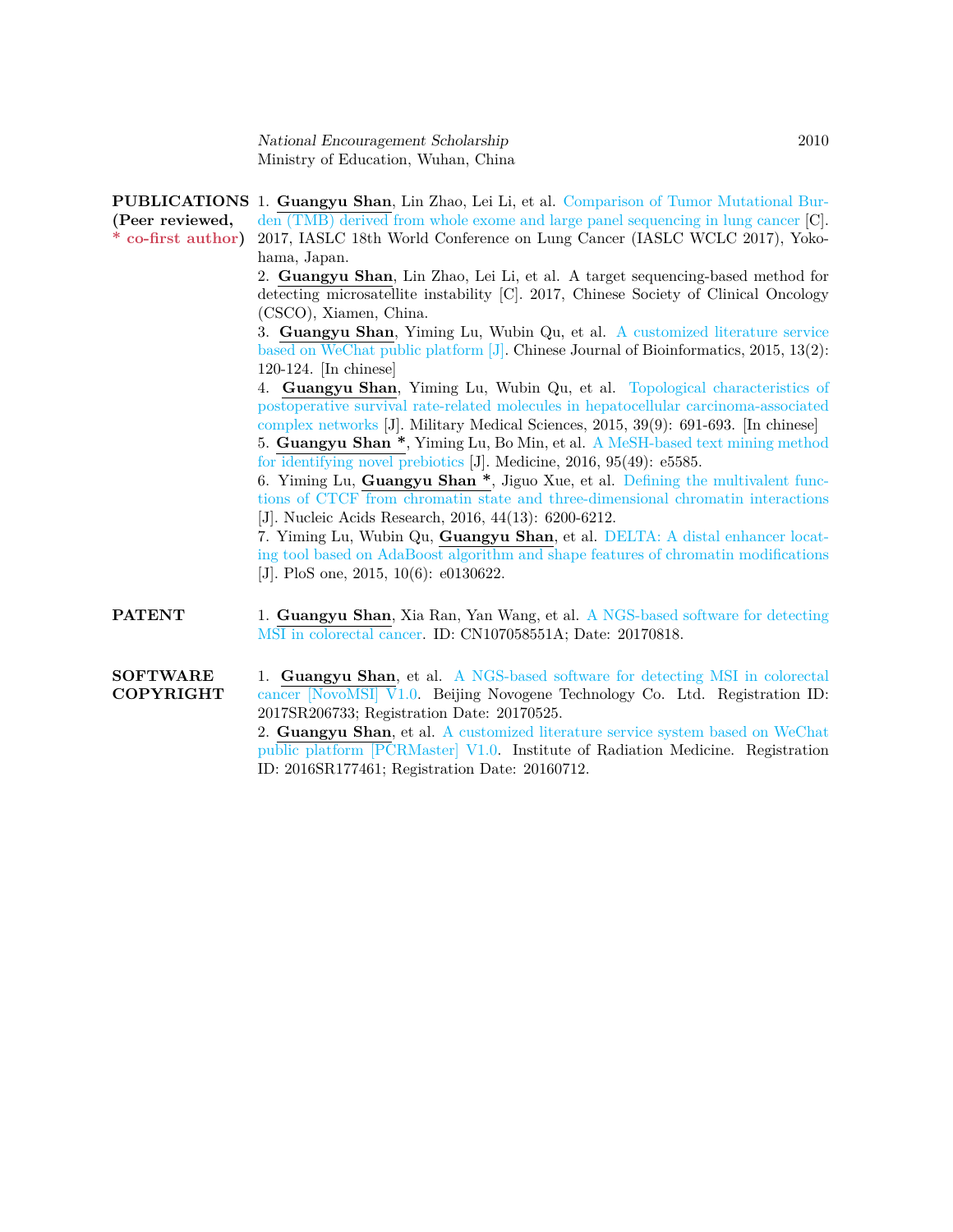*National Encouragement Scholarship* 2010
Ministry of Education, Wuhan, China

## PUBLICATIONS (Peer reviewed, * co-first author)

1. **Guangyu Shan**, Lin Zhao, Lei Li, et al. Comparison of Tumor Mutational Burden (TMB) derived from whole exome and large panel sequencing in lung cancer [C]. 2017, IASLC 18th World Conference on Lung Cancer (IASLC WCLC 2017), Yokohama, Japan.
2. **Guangyu Shan**, Lin Zhao, Lei Li, et al. A target sequencing-based method for detecting microsatellite instability [C]. 2017, Chinese Society of Clinical Oncology (CSCO), Xiamen, China.
3. **Guangyu Shan**, Yiming Lu, Wubin Qu, et al. A customized literature service based on WeChat public platform [J]. Chinese Journal of Bioinformatics, 2015, 13(2): 120-124. [In chinese]
4. **Guangyu Shan**, Yiming Lu, Wubin Qu, et al. Topological characteristics of postoperative survival rate-related molecules in hepatocellular carcinoma-associated complex networks [J]. Military Medical Sciences, 2015, 39(9): 691-693. [In chinese]
5. **Guangyu Shan \***, Yiming Lu, Bo Min, et al. A MeSH-based text mining method for identifying novel prebiotics [J]. Medicine, 2016, 95(49): e5585.
6. Yiming Lu, **Guangyu Shan \***, Jiguo Xue, et al. Defining the multivalent functions of CTCF from chromatin state and three-dimensional chromatin interactions [J]. Nucleic Acids Research, 2016, 44(13): 6200-6212.
7. Yiming Lu, Wubin Qu, **Guangyu Shan**, et al. DELTA: A distal enhancer locating tool based on AdaBoost algorithm and shape features of chromatin modifications [J]. PloS one, 2015, 10(6): e0130622.

## PATENT

1. **Guangyu Shan**, Xia Ran, Yan Wang, et al. A NGS-based software for detecting MSI in colorectal cancer. ID: CN107058551A; Date: 20170818.

## SOFTWARE COPYRIGHT

1. **Guangyu Shan**, et al. A NGS-based software for detecting MSI in colorectal cancer [NovoMSI] V1.0. Beijing Novogene Technology Co. Ltd. Registration ID: 2017SR206733; Registration Date: 20170525.
2. **Guangyu Shan**, et al. A customized literature service system based on WeChat public platform [PCRMaster] V1.0. Institute of Radiation Medicine. Registration ID: 2016SR177461; Registration Date: 20160712.